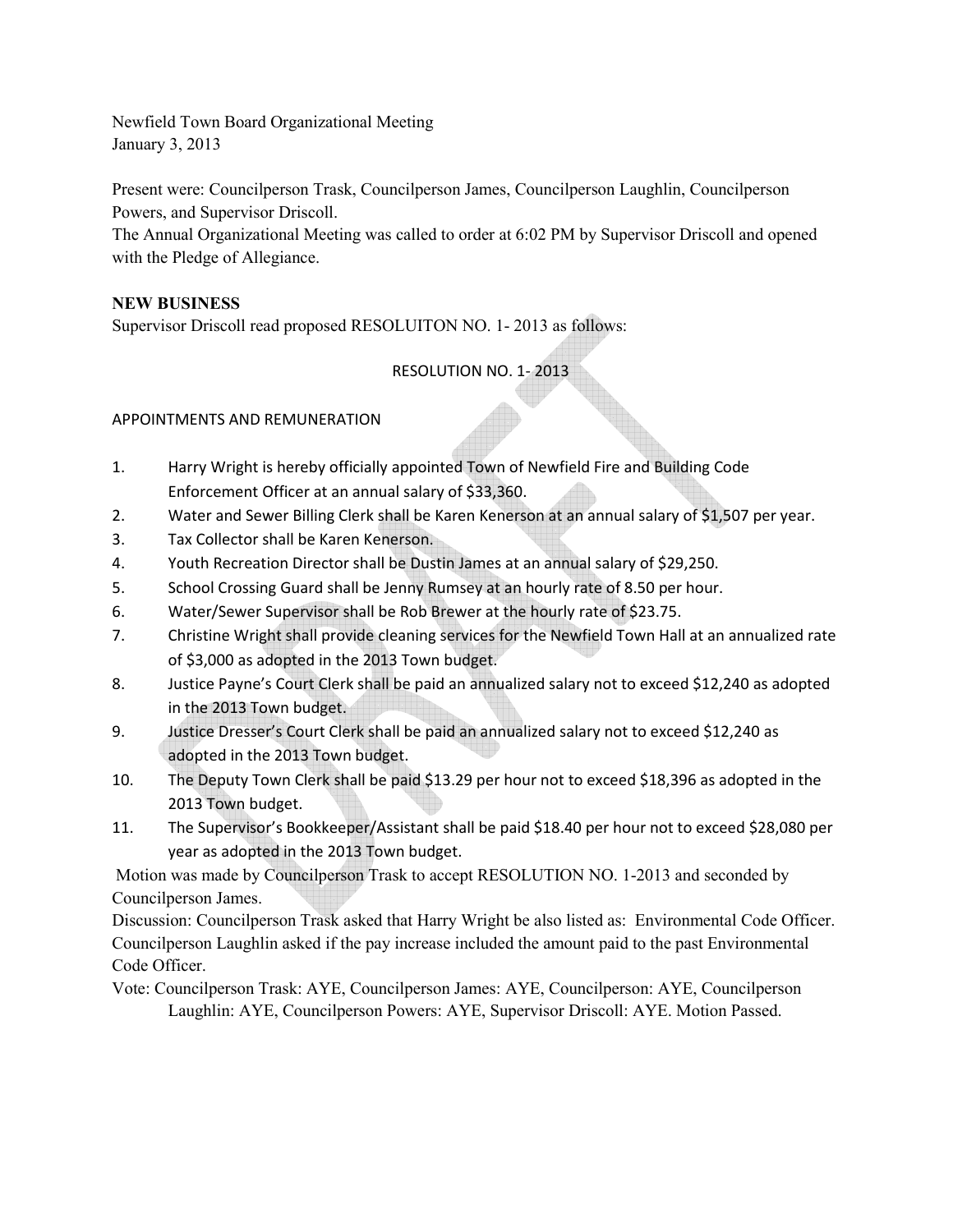Newfield Town Board Organizational Meeting
January 3, 2013

Present were: Councilperson Trask, Councilperson James, Councilperson Laughlin, Councilperson Powers, and Supervisor Driscoll.
The Annual Organizational Meeting was called to order at 6:02 PM by Supervisor Driscoll and opened with the Pledge of Allegiance.

**NEW BUSINESS**
Supervisor Driscoll read proposed RESOLUITON NO. 1- 2013 as follows:

RESOLUTION NO. 1- 2013

APPOINTMENTS AND REMUNERATION

1. Harry Wright is hereby officially appointed Town of Newfield Fire and Building Code Enforcement Officer at an annual salary of $33,360.
2. Water and Sewer Billing Clerk shall be Karen Kenerson at an annual salary of $1,507 per year.
3. Tax Collector shall be Karen Kenerson.
4. Youth Recreation Director shall be Dustin James at an annual salary of $29,250.
5. School Crossing Guard shall be Jenny Rumsey at an hourly rate of 8.50 per hour.
6. Water/Sewer Supervisor shall be Rob Brewer at the hourly rate of $23.75.
7. Christine Wright shall provide cleaning services for the Newfield Town Hall at an annualized rate of $3,000 as adopted in the 2013 Town budget.
8. Justice Payne's Court Clerk shall be paid an annualized salary not to exceed $12,240 as adopted in the 2013 Town budget.
9. Justice Dresser's Court Clerk shall be paid an annualized salary not to exceed $12,240 as adopted in the 2013 Town budget.
10. The Deputy Town Clerk shall be paid $13.29 per hour not to exceed $18,396 as adopted in the 2013 Town budget.
11. The Supervisor's Bookkeeper/Assistant shall be paid $18.40 per hour not to exceed $28,080 per year as adopted in the 2013 Town budget.

Motion was made by Councilperson Trask to accept RESOLUTION NO. 1-2013 and seconded by Councilperson James.
Discussion: Councilperson Trask asked that Harry Wright be also listed as: Environmental Code Officer. Councilperson Laughlin asked if the pay increase included the amount paid to the past Environmental Code Officer.
Vote: Councilperson Trask: AYE, Councilperson James: AYE, Councilperson: AYE, Councilperson Laughlin: AYE, Councilperson Powers: AYE, Supervisor Driscoll: AYE. Motion Passed.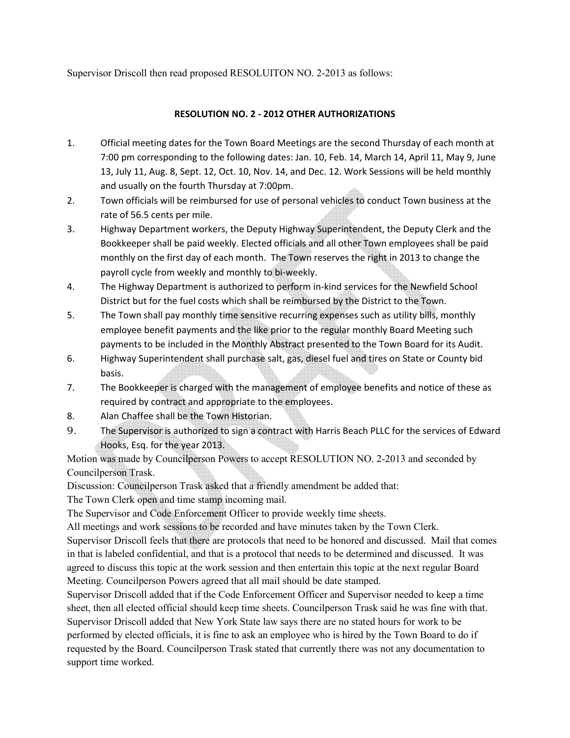Supervisor Driscoll then read proposed RESOLUITON NO. 2-2013 as follows:

**RESOLUTION NO. 2 - 2012 OTHER AUTHORIZATIONS**

1. Official meeting dates for the Town Board Meetings are the second Thursday of each month at 7:00 pm corresponding to the following dates: Jan. 10, Feb. 14, March 14, April 11, May 9, June 13, July 11, Aug. 8, Sept. 12, Oct. 10, Nov. 14, and Dec. 12. Work Sessions will be held monthly and usually on the fourth Thursday at 7:00pm.
2. Town officials will be reimbursed for use of personal vehicles to conduct Town business at the rate of 56.5 cents per mile.
3. Highway Department workers, the Deputy Highway Superintendent, the Deputy Clerk and the Bookkeeper shall be paid weekly. Elected officials and all other Town employees shall be paid monthly on the first day of each month. The Town reserves the right in 2013 to change the payroll cycle from weekly and monthly to bi-weekly.
4. The Highway Department is authorized to perform in-kind services for the Newfield School District but for the fuel costs which shall be reimbursed by the District to the Town.
5. The Town shall pay monthly time sensitive recurring expenses such as utility bills, monthly employee benefit payments and the like prior to the regular monthly Board Meeting such payments to be included in the Monthly Abstract presented to the Town Board for its Audit.
6. Highway Superintendent shall purchase salt, gas, diesel fuel and tires on State or County bid basis.
7. The Bookkeeper is charged with the management of employee benefits and notice of these as required by contract and appropriate to the employees.
8. Alan Chaffee shall be the Town Historian.
9. The Supervisor is authorized to sign a contract with Harris Beach PLLC for the services of Edward Hooks, Esq. for the year 2013.

Motion was made by Councilperson Powers to accept RESOLUTION NO. 2-2013 and seconded by Councilperson Trask.

Discussion: Councilperson Trask asked that a friendly amendment be added that:

The Town Clerk open and time stamp incoming mail.

The Supervisor and Code Enforcement Officer to provide weekly time sheets.

All meetings and work sessions to be recorded and have minutes taken by the Town Clerk.

Supervisor Driscoll feels that there are protocols that need to be honored and discussed. Mail that comes in that is labeled confidential, and that is a protocol that needs to be determined and discussed. It was agreed to discuss this topic at the work session and then entertain this topic at the next regular Board Meeting. Councilperson Powers agreed that all mail should be date stamped.

Supervisor Driscoll added that if the Code Enforcement Officer and Supervisor needed to keep a time sheet, then all elected official should keep time sheets. Councilperson Trask said he was fine with that. Supervisor Driscoll added that New York State law says there are no stated hours for work to be performed by elected officials, it is fine to ask an employee who is hired by the Town Board to do if requested by the Board. Councilperson Trask stated that currently there was not any documentation to support time worked.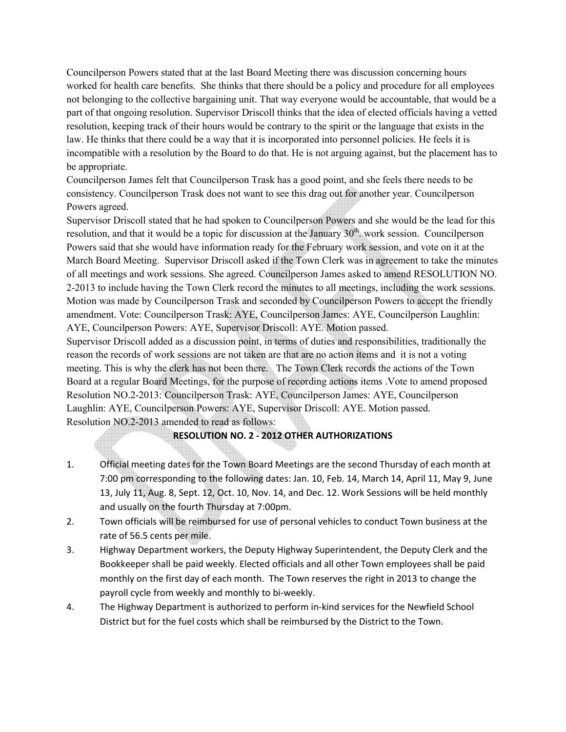Councilperson Powers stated that at the last Board Meeting there was discussion concerning hours worked for health care benefits. She thinks that there should be a policy and procedure for all employees not belonging to the collective bargaining unit. That way everyone would be accountable, that would be a part of that ongoing resolution. Supervisor Driscoll thinks that the idea of elected officials having a vetted resolution, keeping track of their hours would be contrary to the spirit or the language that exists in the law. He thinks that there could be a way that it is incorporated into personnel policies. He feels it is incompatible with a resolution by the Board to do that. He is not arguing against, but the placement has to be appropriate.

Councilperson James felt that Councilperson Trask has a good point, and she feels there needs to be consistency. Councilperson Trask does not want to see this drag out for another year. Councilperson Powers agreed.

Supervisor Driscoll stated that he had spoken to Councilperson Powers and she would be the lead for this resolution, and that it would be a topic for discussion at the January 30th. work session. Councilperson Powers said that she would have information ready for the February work session, and vote on it at the March Board Meeting. Supervisor Driscoll asked if the Town Clerk was in agreement to take the minutes of all meetings and work sessions. She agreed. Councilperson James asked to amend RESOLUTION NO. 2-2013 to include having the Town Clerk record the minutes to all meetings, including the work sessions. Motion was made by Councilperson Trask and seconded by Councilperson Powers to accept the friendly amendment. Vote: Councilperson Trask: AYE, Councilperson James: AYE, Councilperson Laughlin: AYE, Councilperson Powers: AYE, Supervisor Driscoll: AYE. Motion passed.

Supervisor Driscoll added as a discussion point, in terms of duties and responsibilities, traditionally the reason the records of work sessions are not taken are that are no action items and it is not a voting meeting. This is why the clerk has not been there. The Town Clerk records the actions of the Town Board at a regular Board Meetings, for the purpose of recording actions items .Vote to amend proposed Resolution NO.2-2013: Councilperson Trask: AYE, Councilperson James: AYE, Councilperson Laughlin: AYE, Councilperson Powers: AYE, Supervisor Driscoll: AYE. Motion passed.

Resolution NO.2-2013 amended to read as follows:

**RESOLUTION NO. 2 - 2012 OTHER AUTHORIZATIONS**

1. Official meeting dates for the Town Board Meetings are the second Thursday of each month at 7:00 pm corresponding to the following dates: Jan. 10, Feb. 14, March 14, April 11, May 9, June 13, July 11, Aug. 8, Sept. 12, Oct. 10, Nov. 14, and Dec. 12. Work Sessions will be held monthly and usually on the fourth Thursday at 7:00pm.
2. Town officials will be reimbursed for use of personal vehicles to conduct Town business at the rate of 56.5 cents per mile.
3. Highway Department workers, the Deputy Highway Superintendent, the Deputy Clerk and the Bookkeeper shall be paid weekly. Elected officials and all other Town employees shall be paid monthly on the first day of each month. The Town reserves the right in 2013 to change the payroll cycle from weekly and monthly to bi-weekly.
4. The Highway Department is authorized to perform in-kind services for the Newfield School District but for the fuel costs which shall be reimbursed by the District to the Town.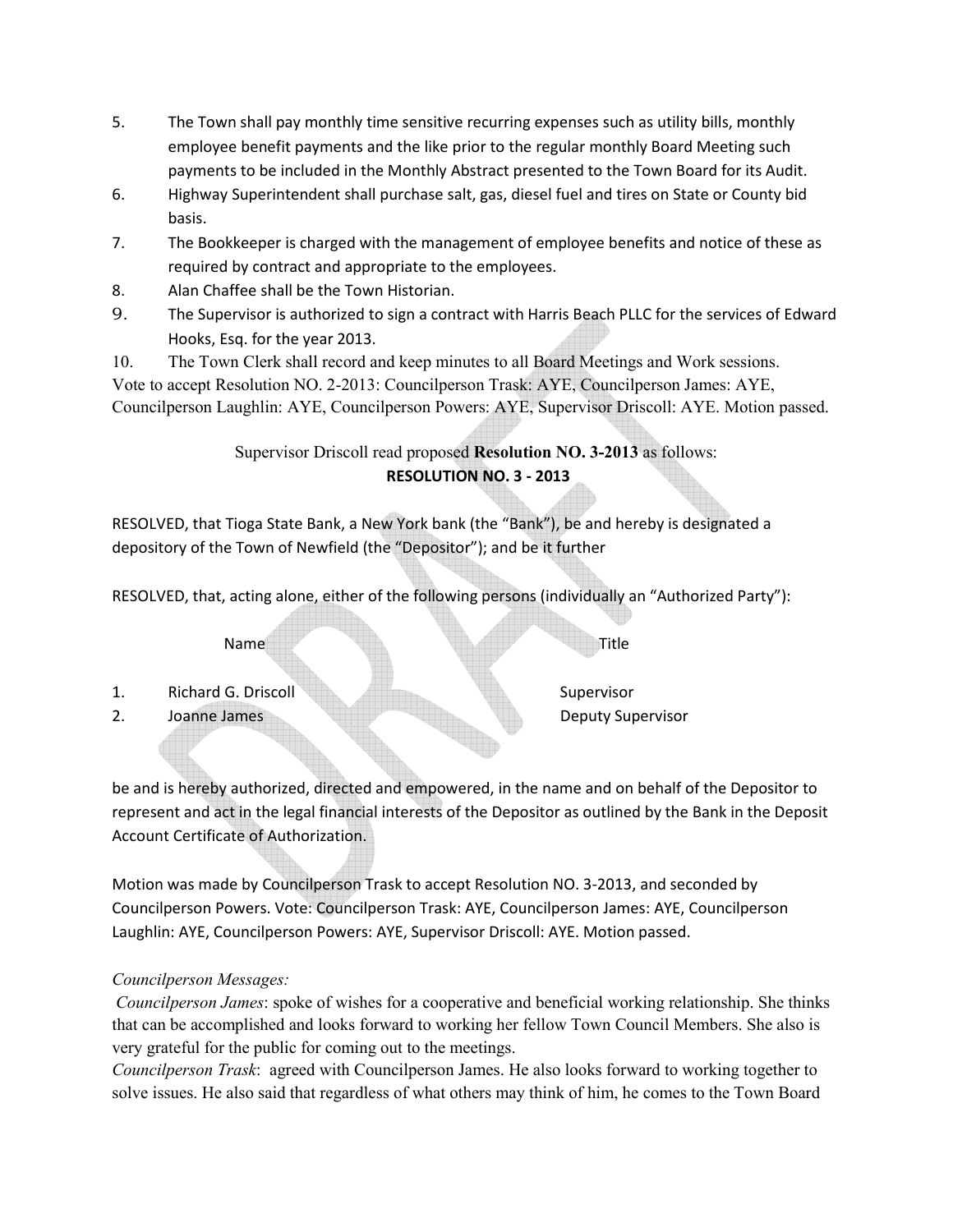5. The Town shall pay monthly time sensitive recurring expenses such as utility bills, monthly employee benefit payments and the like prior to the regular monthly Board Meeting such payments to be included in the Monthly Abstract presented to the Town Board for its Audit.
6. Highway Superintendent shall purchase salt, gas, diesel fuel and tires on State or County bid basis.
7. The Bookkeeper is charged with the management of employee benefits and notice of these as required by contract and appropriate to the employees.
8. Alan Chaffee shall be the Town Historian.
9. The Supervisor is authorized to sign a contract with Harris Beach PLLC for the services of Edward Hooks, Esq. for the year 2013.
10. The Town Clerk shall record and keep minutes to all Board Meetings and Work sessions.

Vote to accept Resolution NO. 2-2013: Councilperson Trask: AYE, Councilperson James: AYE, Councilperson Laughlin: AYE, Councilperson Powers: AYE, Supervisor Driscoll: AYE. Motion passed.

Supervisor Driscoll read proposed **Resolution NO. 3-2013** as follows:

**RESOLUTION NO. 3 - 2013**

RESOLVED, that Tioga State Bank, a New York bank (the "Bank"), be and hereby is designated a depository of the Town of Newfield (the "Depositor"); and be it further

RESOLVED, that, acting alone, either of the following persons (individually an "Authorized Party"):

| | Name | Title |
|---|---|---|
| 1. | Richard G. Driscoll | Supervisor |
| 2. | Joanne James | Deputy Supervisor |

be and is hereby authorized, directed and empowered, in the name and on behalf of the Depositor to represent and act in the legal financial interests of the Depositor as outlined by the Bank in the Deposit Account Certificate of Authorization.

Motion was made by Councilperson Trask to accept Resolution NO. 3-2013, and seconded by Councilperson Powers. Vote: Councilperson Trask: AYE, Councilperson James: AYE, Councilperson Laughlin: AYE, Councilperson Powers: AYE, Supervisor Driscoll: AYE. Motion passed.

*Councilperson Messages:*

*Councilperson James*: spoke of wishes for a cooperative and beneficial working relationship. She thinks that can be accomplished and looks forward to working her fellow Town Council Members. She also is very grateful for the public for coming out to the meetings.

*Councilperson Trask*: agreed with Councilperson James. He also looks forward to working together to solve issues. He also said that regardless of what others may think of him, he comes to the Town Board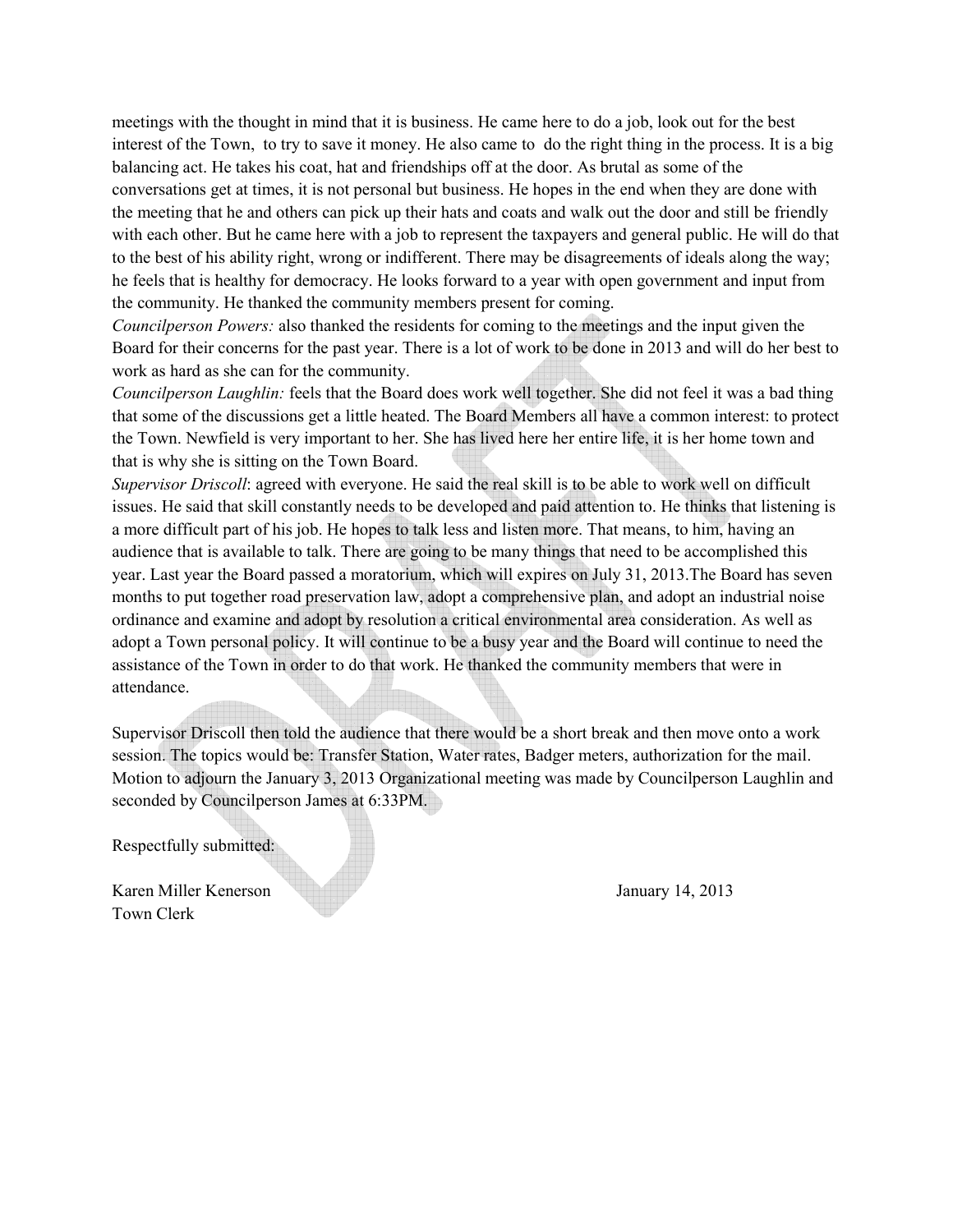meetings with the thought in mind that it is business. He came here to do a job, look out for the best interest of the Town, to try to save it money. He also came to do the right thing in the process. It is a big balancing act. He takes his coat, hat and friendships off at the door. As brutal as some of the conversations get at times, it is not personal but business. He hopes in the end when they are done with the meeting that he and others can pick up their hats and coats and walk out the door and still be friendly with each other. But he came here with a job to represent the taxpayers and general public. He will do that to the best of his ability right, wrong or indifferent. There may be disagreements of ideals along the way; he feels that is healthy for democracy. He looks forward to a year with open government and input from the community. He thanked the community members present for coming.

*Councilperson Powers:* also thanked the residents for coming to the meetings and the input given the Board for their concerns for the past year. There is a lot of work to be done in 2013 and will do her best to work as hard as she can for the community.

*Councilperson Laughlin:* feels that the Board does work well together. She did not feel it was a bad thing that some of the discussions get a little heated. The Board Members all have a common interest: to protect the Town. Newfield is very important to her. She has lived here her entire life, it is her home town and that is why she is sitting on the Town Board.

*Supervisor Driscoll*: agreed with everyone. He said the real skill is to be able to work well on difficult issues. He said that skill constantly needs to be developed and paid attention to. He thinks that listening is a more difficult part of his job. He hopes to talk less and listen more. That means, to him, having an audience that is available to talk. There are going to be many things that need to be accomplished this year. Last year the Board passed a moratorium, which will expires on July 31, 2013.The Board has seven months to put together road preservation law, adopt a comprehensive plan, and adopt an industrial noise ordinance and examine and adopt by resolution a critical environmental area consideration. As well as adopt a Town personal policy. It will continue to be a busy year and the Board will continue to need the assistance of the Town in order to do that work. He thanked the community members that were in attendance.

Supervisor Driscoll then told the audience that there would be a short break and then move onto a work session. The topics would be: Transfer Station, Water rates, Badger meters, authorization for the mail. Motion to adjourn the January 3, 2013 Organizational meeting was made by Councilperson Laughlin and seconded by Councilperson James at 6:33PM.

Respectfully submitted:

Karen Miller Kenerson January 14, 2013
Town Clerk